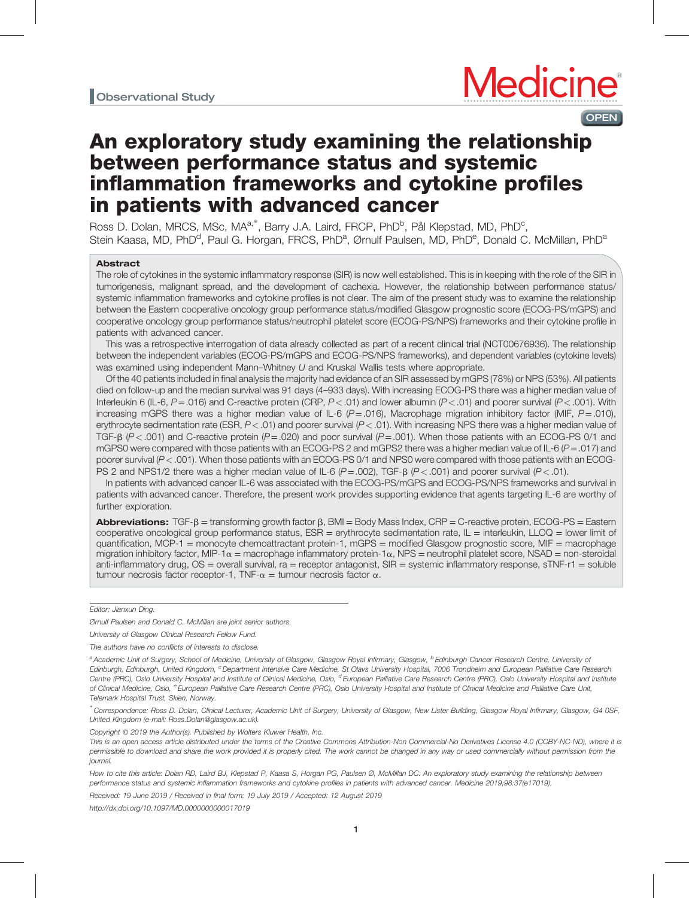Observational Study

# An exploratory study examining the relationship between performance status and systemic inflammation frameworks and cytokine profiles in patients with advanced cancer

Ross D. Dolan, MRCS, MSc, MA[a,*], Barry J.A. Laird, FRCP, PhD[b], Pål Klepstad, MD, PhD[c], Stein Kaasa, MD, PhD[d], Paul G. Horgan, FRCS, PhD[a], Ørnulf Paulsen, MD, PhD[e], Donald C. McMillan, PhD[a]

## Abstract

The role of cytokines in the systemic inflammatory response (SIR) is now well established. This is in keeping with the role of the SIR in tumorigenesis, malignant spread, and the development of cachexia. However, the relationship between performance status/ systemic inflammation frameworks and cytokine profiles is not clear. The aim of the present study was to examine the relationship between the Eastern cooperative oncology group performance status/modified Glasgow prognostic score (ECOG-PS/mGPS) and cooperative oncology group performance status/neutrophil platelet score (ECOG-PS/NPS) frameworks and their cytokine profile in patients with advanced cancer.

This was a retrospective interrogation of data already collected as part of a recent clinical trial (NCT00676936). The relationship between the independent variables (ECOG-PS/mGPS and ECOG-PS/NPS frameworks), and dependent variables (cytokine levels) was examined using independent Mann–Whitney *U* and Kruskal Wallis tests where appropriate.

Of the 40 patients included in final analysis the majority had evidence of an SIR assessed by mGPS (78%) or NPS (53%). All patients died on follow-up and the median survival was 91 days (4–933 days). With increasing ECOG-PS there was a higher median value of Interleukin 6 (IL-6, $P=.016$) and C-reactive protein (CRP, $P<.01$) and lower albumin ($P<.01$) and poorer survival ($P<.001$). With increasing mGPS there was a higher median value of IL-6 ($P=.016$), Macrophage migration inhibitory factor (MIF, $P=.010$), erythrocyte sedimentation rate (ESR, $P<.01$) and poorer survival ($P<.01$). With increasing NPS there was a higher median value of TGF-β ($P<.001$) and C-reactive protein ($P=.020$) and poor survival ($P=.001$). When those patients with an ECOG-PS 0/1 and mGPS0 were compared with those patients with an ECOG-PS 2 and mGPS2 there was a higher median value of IL-6 ($P=.017$) and poorer survival ($P<.001$). When those patients with an ECOG-PS 0/1 and NPS0 were compared with those patients with an ECOG-PS 2 and NPS1/2 there was a higher median value of IL-6 ($P=.002$), TGF-β ($P<.001$) and poorer survival ($P<.01$).

In patients with advanced cancer IL-6 was associated with the ECOG-PS/mGPS and ECOG-PS/NPS frameworks and survival in patients with advanced cancer. Therefore, the present work provides supporting evidence that agents targeting IL-6 are worthy of further exploration.

**Abbreviations:** TGF-β = transforming growth factor β, BMI = Body Mass Index, CRP = C-reactive protein, ECOG-PS = Eastern cooperative oncological group performance status, ESR = erythrocyte sedimentation rate, IL = interleukin, LLOQ = lower limit of quantification, MCP-1 = monocyte chemoattractant protein-1, mGPS = modified Glasgow prognostic score, MIF = macrophage migration inhibitory factor, MIP-1α = macrophage inflammatory protein-1α, NPS = neutrophil platelet score, NSAD = non-steroidal anti-inflammatory drug, OS = overall survival, ra = receptor antagonist, SIR = systemic inflammatory response, sTNF-r1 = soluble tumour necrosis factor receptor-1, TNF-α = tumour necrosis factor α.

---

*Editor: Jianxun Ding.*

*Ørnulf Paulsen and Donald C. McMillan are joint senior authors.*

*University of Glasgow Clinical Research Fellow Fund.*

*The authors have no conflicts of interests to disclose.*

*[a] Academic Unit of Surgery, School of Medicine, University of Glasgow, Glasgow Royal Infirmary, Glasgow, [b] Edinburgh Cancer Research Centre, University of Edinburgh, Edinburgh, United Kingdom, [c] Department Intensive Care Medicine, St Olavs University Hospital, 7006 Trondheim and European Palliative Care Research Centre (PRC), Oslo University Hospital and Institute of Clinical Medicine, Oslo, [d] European Palliative Care Research Centre (PRC), Oslo University Hospital and Institute of Clinical Medicine, Oslo, [e] European Palliative Care Research Centre (PRC), Oslo University Hospital and Institute of Clinical Medicine and Palliative Care Unit, Telemark Hospital Trust, Skien, Norway.*

*[*] Correspondence: Ross D. Dolan, Clinical Lecturer, Academic Unit of Surgery, University of Glasgow, New Lister Building, Glasgow Royal Infirmary, Glasgow, G4 0SF, United Kingdom (e-mail: Ross.Dolan@glasgow.ac.uk).*

*Copyright © 2019 the Author(s). Published by Wolters Kluwer Health, Inc.*

*This is an open access article distributed under the terms of the Creative Commons Attribution-Non Commercial-No Derivatives License 4.0 (CCBY-NC-ND), where it is permissible to download and share the work provided it is properly cited. The work cannot be changed in any way or used commercially without permission from the journal.*

*How to cite this article: Dolan RD, Laird BJ, Klepstad P, Kaasa S, Horgan PG, Paulsen Ø, McMillan DC. An exploratory study examining the relationship between performance status and systemic inflammation frameworks and cytokine profiles in patients with advanced cancer. Medicine 2019;98:37(e17019).*

*Received: 19 June 2019 / Received in final form: 19 July 2019 / Accepted: 12 August 2019*

*http://dx.doi.org/10.1097/MD.0000000000017019*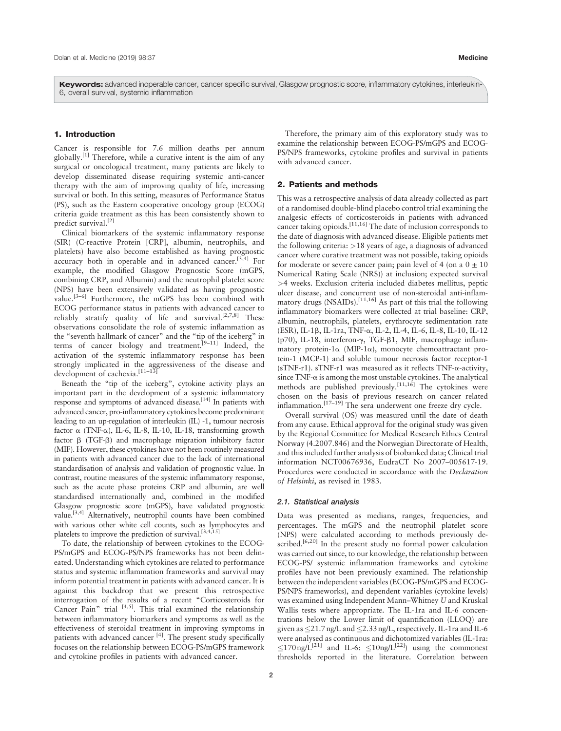**Keywords:** advanced inoperable cancer, cancer specific survival, Glasgow prognostic score, inflammatory cytokines, interleukin-6, overall survival, systemic inflammation

## 1. Introduction

Cancer is responsible for 7.6 million deaths per annum globally.[1] Therefore, while a curative intent is the aim of any surgical or oncological treatment, many patients are likely to develop disseminated disease requiring systemic anti-cancer therapy with the aim of improving quality of life, increasing survival or both. In this setting, measures of Performance Status (PS), such as the Eastern cooperative oncology group (ECOG) criteria guide treatment as this has been consistently shown to predict survival.[2]

Clinical biomarkers of the systemic inflammatory response (SIR) (C-reactive Protein [CRP], albumin, neutrophils, and platelets) have also become established as having prognostic accuracy both in operable and in advanced cancer.[3,4] For example, the modified Glasgow Prognostic Score (mGPS, combining CRP, and Albumin) and the neutrophil platelet score (NPS) have been extensively validated as having prognostic value.[3–6] Furthermore, the mGPS has been combined with ECOG performance status in patients with advanced cancer to reliably stratify quality of life and survival.[2,7,8] These observations consolidate the role of systemic inflammation as the "seventh hallmark of cancer" and the "tip of the iceberg" in terms of cancer biology and treatment.[9–11] Indeed, the activation of the systemic inflammatory response has been strongly implicated in the aggressiveness of the disease and development of cachexia.[11–13]

Beneath the "tip of the iceberg", cytokine activity plays an important part in the development of a systemic inflammatory response and symptoms of advanced disease.[14] In patients with advanced cancer, pro-inflammatory cytokines become predominant leading to an up-regulation of interleukin (IL) -1, tumour necrosis factor α (TNF-α), IL-6, IL-8, IL-10, IL-18, transforming growth factor β (TGF-β) and macrophage migration inhibitory factor (MIF). However, these cytokines have not been routinely measured in patients with advanced cancer due to the lack of international standardisation of analysis and validation of prognostic value. In contrast, routine measures of the systemic inflammatory response, such as the acute phase proteins CRP and albumin, are well standardised internationally and, combined in the modified Glasgow prognostic score (mGPS), have validated prognostic value.[3,4] Alternatively, neutrophil counts have been combined with various other white cell counts, such as lymphocytes and platelets to improve the prediction of survival.[3,4,15]

To date, the relationship of between cytokines to the ECOG-PS/mGPS and ECOG-PS/NPS frameworks has not been delineated. Understanding which cytokines are related to performance status and systemic inflammation frameworks and survival may inform potential treatment in patients with advanced cancer. It is against this backdrop that we present this retrospective interrogation of the results of a recent "Corticosteroids for Cancer Pain" trial [4,5]. This trial examined the relationship between inflammatory biomarkers and symptoms as well as the effectiveness of steroidal treatment in improving symptoms in patients with advanced cancer [4]. The present study specifically focuses on the relationship between ECOG-PS/mGPS framework and cytokine profiles in patients with advanced cancer.

Therefore, the primary aim of this exploratory study was to examine the relationship between ECOG-PS/mGPS and ECOG-PS/NPS frameworks, cytokine profiles and survival in patients with advanced cancer.

## 2. Patients and methods

This was a retrospective analysis of data already collected as part of a randomised double-blind placebo control trial examining the analgesic effects of corticosteroids in patients with advanced cancer taking opioids.[11,16] The date of inclusion corresponds to the date of diagnosis with advanced disease. Eligible patients met the following criteria: >18 years of age, a diagnosis of advanced cancer where curative treatment was not possible, taking opioids for moderate or severe cancer pain; pain level of 4 (on a 0 ± 10 Numerical Rating Scale (NRS)) at inclusion; expected survival >4 weeks. Exclusion criteria included diabetes mellitus, peptic ulcer disease, and concurrent use of non-steroidal anti-inflammatory drugs (NSAIDs).[11,16] As part of this trial the following inflammatory biomarkers were collected at trial baseline: CRP, albumin, neutrophils, platelets, erythrocyte sedimentation rate (ESR), IL-1β, IL-1ra, TNF-α, IL-2, IL-4, IL-6, IL-8, IL-10, IL-12 (p70), IL-18, interferon-γ, TGF-β1, MIF, macrophage inflammatory protein-1α (MIP-1α), monocyte chemoattractant protein-1 (MCP-1) and soluble tumour necrosis factor receptor-1 (sTNF-r1). sTNF-r1 was measured as it reflects TNF-α-activity, since TNF-α is among the most unstable cytokines. The analytical methods are published previously.[11,16] The cytokines were chosen on the basis of previous research on cancer related inflammation.[17–19] The sera underwent one freeze dry cycle.

Overall survival (OS) was measured until the date of death from any cause. Ethical approval for the original study was given by the Regional Committee for Medical Research Ethics Central Norway (4.2007.846) and the Norwegian Directorate of Health, and this included further analysis of biobanked data; Clinical trial information NCT00676936, EudraCT No 2007–005617-19. Procedures were conducted in accordance with the *Declaration of Helsinki*, as revised in 1983.

### 2.1. Statistical analysis

Data was presented as medians, ranges, frequencies, and percentages. The mGPS and the neutrophil platelet score (NPS) were calculated according to methods previously described.[6,20] In the present study no formal power calculation was carried out since, to our knowledge, the relationship between ECOG-PS/ systemic inflammation frameworks and cytokine profiles have not been previously examined. The relationship between the independent variables (ECOG-PS/mGPS and ECOG-PS/NPS frameworks), and dependent variables (cytokine levels) was examined using Independent Mann–Whitney *U* and Kruskal Wallis tests where appropriate. The IL-1ra and IL-6 concentrations below the Lower limit of quantification (LLOQ) are given as ≤21.7 ng/L and ≤2.33 ng/L, respectively. IL-1ra and IL-6 were analysed as continuous and dichotomized variables (IL-1ra: ≤170 ng/L[21] and IL-6: ≤10ng/L[22]) using the commonest thresholds reported in the literature. Correlation between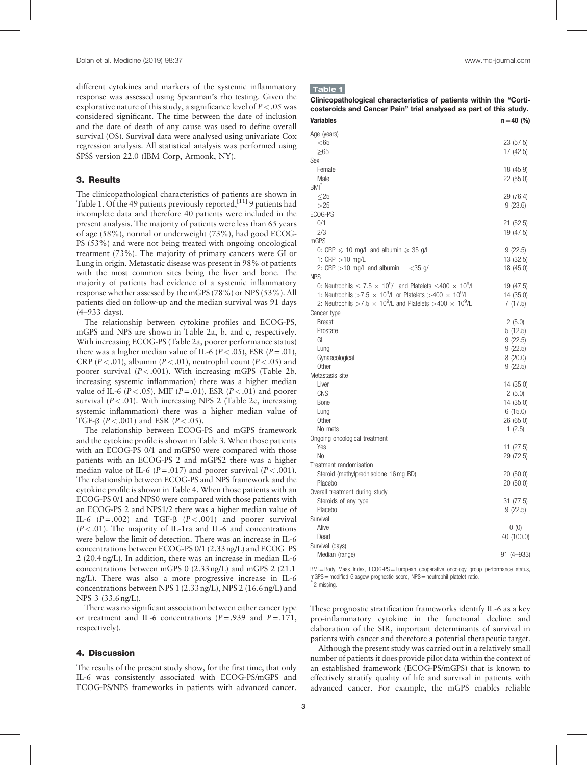different cytokines and markers of the systemic inflammatory response was assessed using Spearman's rho testing. Given the explorative nature of this study, a significance level of $P < .05$ was considered significant. The time between the date of inclusion and the date of death of any cause was used to define overall survival (OS). Survival data were analysed using univariate Cox regression analysis. All statistical analysis was performed using SPSS version 22.0 (IBM Corp, Armonk, NY).

## 3. Results

The clinicopathological characteristics of patients are shown in Table 1. Of the 49 patients previously reported,[11] 9 patients had incomplete data and therefore 40 patients were included in the present analysis. The majority of patients were less than 65 years of age (58%), normal or underweight (73%), had good ECOG-PS (53%) and were not being treated with ongoing oncological treatment (73%). The majority of primary cancers were GI or Lung in origin. Metastatic disease was present in 98% of patients with the most common sites being the liver and bone. The majority of patients had evidence of a systemic inflammatory response whether assessed by the mGPS (78%) or NPS (53%). All patients died on follow-up and the median survival was 91 days (4–933 days).

The relationship between cytokine profiles and ECOG-PS, mGPS and NPS are shown in Table 2a, b, and c, respectively. With increasing ECOG-PS (Table 2a, poorer performance status) there was a higher median value of IL-6 ($P < .05$), ESR ($P = .01$), CRP ($P < .01$), albumin ($P < .01$), neutrophil count ($P < .05$) and poorer survival ($P < .001$). With increasing mGPS (Table 2b, increasing systemic inflammation) there was a higher median value of IL-6 ($P < .05$), MIF ($P = .01$), ESR ($P < .01$) and poorer survival ($P < .01$). With increasing NPS 2 (Table 2c, increasing systemic inflammation) there was a higher median value of TGF-β ($P < .001$) and ESR ($P < .05$).

The relationship between ECOG-PS and mGPS framework and the cytokine profile is shown in Table 3. When those patients with an ECOG-PS 0/1 and mGPS0 were compared with those patients with an ECOG-PS 2 and mGPS2 there was a higher median value of IL-6 ($P = .017$) and poorer survival ($P < .001$). The relationship between ECOG-PS and NPS framework and the cytokine profile is shown in Table 4. When those patients with an ECOG-PS 0/1 and NPS0 were compared with those patients with an ECOG-PS 2 and NPS1/2 there was a higher median value of IL-6 ($P = .002$) and TGF-β ($P < .001$) and poorer survival ($P < .01$). The majority of IL-1ra and IL-6 and concentrations were below the limit of detection. There was an increase in IL-6 concentrations between ECOG-PS 0/1 (2.33 ng/L) and ECOG_PS 2 (20.4 ng/L). In addition, there was an increase in median IL-6 concentrations between mGPS 0 (2.33 ng/L) and mGPS 2 (21.1 ng/L). There was also a more progressive increase in IL-6 concentrations between NPS 1 (2.33 ng/L), NPS 2 (16.6 ng/L) and NPS 3 (33.6 ng/L).

There was no significant association between either cancer type or treatment and IL-6 concentrations ($P = .939$ and $P = .171$, respectively).

## 4. Discussion

The results of the present study show, for the first time, that only IL-6 was consistently associated with ECOG-PS/mGPS and ECOG-PS/NPS frameworks in patients with advanced cancer. These prognostic stratification frameworks identify IL-6 as a key pro-inflammatory cytokine in the functional decline and elaboration of the SIR, important determinants of survival in patients with cancer and therefore a potential therapeutic target.

Although the present study was carried out in a relatively small number of patients it does provide pilot data within the context of an established framework (ECOG-PS/mGPS) that is known to effectively stratify quality of life and survival in patients with advanced cancer. For example, the mGPS enables reliable

**Table 1**

**Clinicopathological characteristics of patients within the "Corticosteroids and Cancer Pain" trial analysed as part of this study.**

| Variables | n = 40 (%) |
|---|---|
| Age (years) | |
| <65 | 23 (57.5) |
| ≥65 | 17 (42.5) |
| Sex | |
| Female | 18 (45.9) |
| Male | 22 (55.0) |
| BMI* | |
| ≤25 | 29 (76.4) |
| >25 | 9 (23.6) |
| ECOG-PS | |
| 0/1 | 21 (52.5) |
| 2/3 | 19 (47.5) |
| mGPS | |
| 0: CRP ≤ 10 mg/L and albumin ≥ 35 g/l | 9 (22.5) |
| 1: CRP >10 mg/L | 13 (32.5) |
| 2: CRP >10 mg/L and albumin <35 g/L | 18 (45.0) |
| NPS | |
| 0: Neutrophils ≤ 7.5 × $10^9$/L and Platelets ≤400 × $10^9$/L | 19 (47.5) |
| 1: Neutrophils >7.5 × $10^9$/L or Platelets >400 × $10^9$/L | 14 (35.0) |
| 2: Neutrophils >7.5 × $10^9$/L and Platelets >400 × $10^9$/L | 7 (17.5) |
| Cancer type | |
| Breast | 2 (5.0) |
| Prostate | 5 (12.5) |
| GI | 9 (22.5) |
| Lung | 9 (22.5) |
| Gynaecological | 8 (20.0) |
| Other | 9 (22.5) |
| Metastasis site | |
| Liver | 14 (35.0) |
| CNS | 2 (5.0) |
| Bone | 14 (35.0) |
| Lung | 6 (15.0) |
| Other | 26 (65.0) |
| No mets | 1 (2.5) |
| Ongoing oncological treatment | |
| Yes | 11 (27.5) |
| No | 29 (72.5) |
| Treatment randomisation | |
| Steroid (methylprednisolone 16 mg BD) | 20 (50.0) |
| Placebo | 20 (50.0) |
| Overall treatment during study | |
| Steroids of any type | 31 (77.5) |
| Placebo | 9 (22.5) |
| Survival | |
| Alive | 0 (0) |
| Dead | 40 (100.0) |
| Survival (days) | |
| Median (range) | 91 (4–933) |

BMI = Body Mass Index, ECOG-PS = European cooperative oncology group performance status, mGPS = modified Glasgow prognostic score, NPS = neutrophil platelet ratio.
* 2 missing.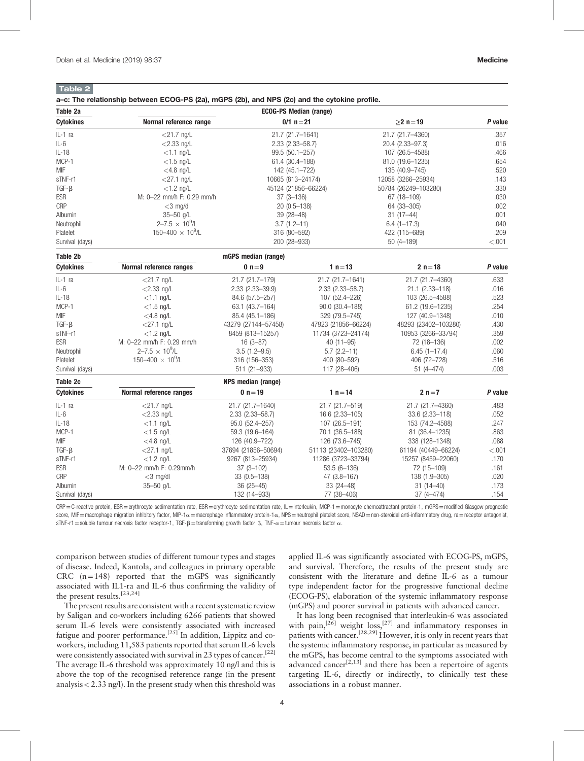**Table 2**

**a–c: The relationship between ECOG-PS (2a), mGPS (2b), and NPS (2c) and the cytokine profile.**

| Table 2a | | ECOG-PS Median (range) | | |
|---|---|---|---|---|
| **Cytokines** | **Normal reference range** | **0/1 n=21** | **≥2 n=19** | ***P* value** |
| IL-1 ra | <21.7 ng/L | 21.7 (21.7–1641) | 21.7 (21.7–4360) | .357 |
| IL-6 | <2.33 ng/L | 2.33 (2.33–58.7) | 20.4 (2.33–97.3) | .016 |
| IL-18 | <1.1 ng/L | 99.5 (50.1–257) | 107 (26.5–4588) | .466 |
| MCP-1 | <1.5 ng/L | 61.4 (30.4–188) | 81.0 (19.6–1235) | .654 |
| MIF | <4.8 ng/L | 142 (45.1–722) | 135 (40.9–745) | .520 |
| sTNF-r1 | <27.1 ng/L | 10665 (813–24174) | 12058 (3266–25934) | .143 |
| TGF-β | <1.2 ng/L | 45124 (21856–66224) | 50784 (26249–103280) | .330 |
| ESR | M: 0–22 mm/h F: 0.29 mm/h | 37 (3–136) | 67 (18–109) | .030 |
| CRP | <3 mg/dl | 20 (0.5–138) | 64 (33–305) | .002 |
| Albumin | 35–50 g/L | 39 (28–48) | 31 (17–44) | .001 |
| Neutrophil | 2–7.5 × $10^9$/L | 3.7 (1.2–11) | 6.4 (1–17.3) | .040 |
| Platelet | 150–400 × $10^9$/L | 316 (80–592) | 422 (115–689) | .209 |
| Survival (days) | | 200 (28–933) | 50 (4–189) | <.001 |

| Table 2b | | mGPS median (range) | | | |
|---|---|---|---|---|---|
| **Cytokines** | **Normal reference ranges** | **0 n=9** | **1 n=13** | **2 n=18** | ***P* value** |
| IL-1 ra | <21.7 ng/L | 21.7 (21.7–179) | 21.7 (21.7–1641) | 21.7 (21.7–4360) | .633 |
| IL-6 | <2.33 ng/L | 2.33 (2.33–39.9) | 2.33 (2.33–58.7) | 21.1 (2.33–118) | .016 |
| IL-18 | <1.1 ng/L | 84.6 (57.5–257) | 107 (52.4–226) | 103 (26.5–4588) | .523 |
| MCP-1 | <1.5 ng/L | 63.1 (43.7–164) | 90.0 (30.4–188) | 61.2 (19.6–1235) | .254 |
| MIF | <4.8 ng/L | 85.4 (45.1–186) | 329 (79.5–745) | 127 (40.9–1348) | .010 |
| TGF-β | <27.1 ng/L | 43279 (27144–57458) | 47923 (21856–66224) | 48293 (23402–103280) | .430 |
| sTNF-r1 | <1.2 ng/L | 8459 (813–15257) | 11734 (3723–24174) | 10953 (3266–33794) | .359 |
| ESR | M: 0–22 mm/h F: 0.29 mm/h | 16 (3–87) | 40 (11–95) | 72 (18–136) | .002 |
| Neutrophil | 2–7.5 × $10^9$/L | 3.5 (1.2–9.5) | 5.7 (2.2–11) | 6.45 (1–17.4) | .060 |
| Platelet | 150–400 × $10^9$/L | 316 (156–353) | 400 (80–592) | 406 (72–728) | .516 |
| Survival (days) | | 511 (21–933) | 117 (28–406) | 51 (4–474) | .003 |

| Table 2c | | NPS median (range) | | | |
|---|---|---|---|---|---|
| **Cytokines** | **Normal reference ranges** | **0 n=19** | **1 n=14** | **2 n=7** | ***P* value** |
| IL-1 ra | <21.7 ng/L | 21.7 (21.7–1640) | 21.7 (21.7–519) | 21.7 (21.7–4360) | .483 |
| IL-6 | <2.33 ng/L | 2.33 (2.33–58.7) | 16.6 (2.33–105) | 33.6 (2.33–118) | .052 |
| IL-18 | <1.1 ng/L | 95.0 (52.4–257) | 107 (26.5–191) | 153 (74.2–4588) | .247 |
| MCP-1 | <1.5 ng/L | 59.3 (19.6–164) | 70.1 (36.5–188) | 81 (36.4–1235) | .863 |
| MIF | <4.8 ng/L | 126 (40.9–722) | 126 (73.6–745) | 338 (128–1348) | .088 |
| TGF-β | <27.1 ng/L | 37694 (21856–50694) | 51113 (23402–103280) | 61194 (40449–66224) | <.001 |
| sTNF-r1 | <1.2 ng/L | 9267 (813–25934) | 11286 (3723–33794) | 15257 (8459–22060) | .170 |
| ESR | M: 0–22 mm/h F: 0.29mm/h | 37 (3–102) | 53.5 (6–136) | 72 (15–109) | .161 |
| CRP | <3 mg/dl | 33 (0.5–138) | 47 (3.8–167) | 138 (1.9–305) | .020 |
| Albumin | 35–50 g/L | 36 (25–45) | 33 (24–48) | 31 (14–40) | .173 |
| Survival (days) | | 132 (14–933) | 77 (38–406) | 37 (4–474) | .154 |

CRP=C-reactive protein, ESR=erythrocyte sedimentation rate, ESR=erythrocyte sedimentation rate, IL=interleukin, MCP-1=monocyte chemoattractant protein-1, mGPS=modified Glasgow prognostic score, MIF=macrophage migration inhibitory factor, MIP-1α=macrophage inflammatory protein-1α, NPS=neutrophil platelet score, NSAD=non-steroidal anti-inflammatory drug, ra=receptor antagonist, sTNF-r1=soluble tumour necrosis factor receptor-1, TGF-β=transforming growth factor β, TNF-α=tumour necrosis factor α.

comparison between studies of different tumour types and stages of disease. Indeed, Kantola, and colleagues in primary operable CRC (n=148) reported that the mGPS was significantly associated with IL1-ra and IL-6 thus confirming the validity of the present results.[23,24]

The present results are consistent with a recent systematic review by Saligan and co-workers including 6266 patients that showed serum IL-6 levels were consistently associated with increased fatigue and poorer performance.[25] In addition, Lippitz and co-workers, including 11,583 patients reported that serum IL-6 levels were consistently associated with survival in 23 types of cancer.[22] The average IL-6 threshold was approximately 10 ng/l and this is above the top of the recognised reference range (in the present analysis <2.33 ng/l). In the present study when this threshold was applied IL-6 was significantly associated with ECOG-PS, mGPS, and survival. Therefore, the results of the present study are consistent with the literature and define IL-6 as a tumour type independent factor for the progressive functional decline (ECOG-PS), elaboration of the systemic inflammatory response (mGPS) and poorer survival in patients with advanced cancer.

It has long been recognised that interleukin-6 was associated with pain,[26] weight loss,[27] and inflammatory responses in patients with cancer.[28,29] However, it is only in recent years that the systemic inflammatory response, in particular as measured by the mGPS, has become central to the symptoms associated with advanced cancer[2,13] and there has been a repertoire of agents targeting IL-6, directly or indirectly, to clinically test these associations in a robust manner.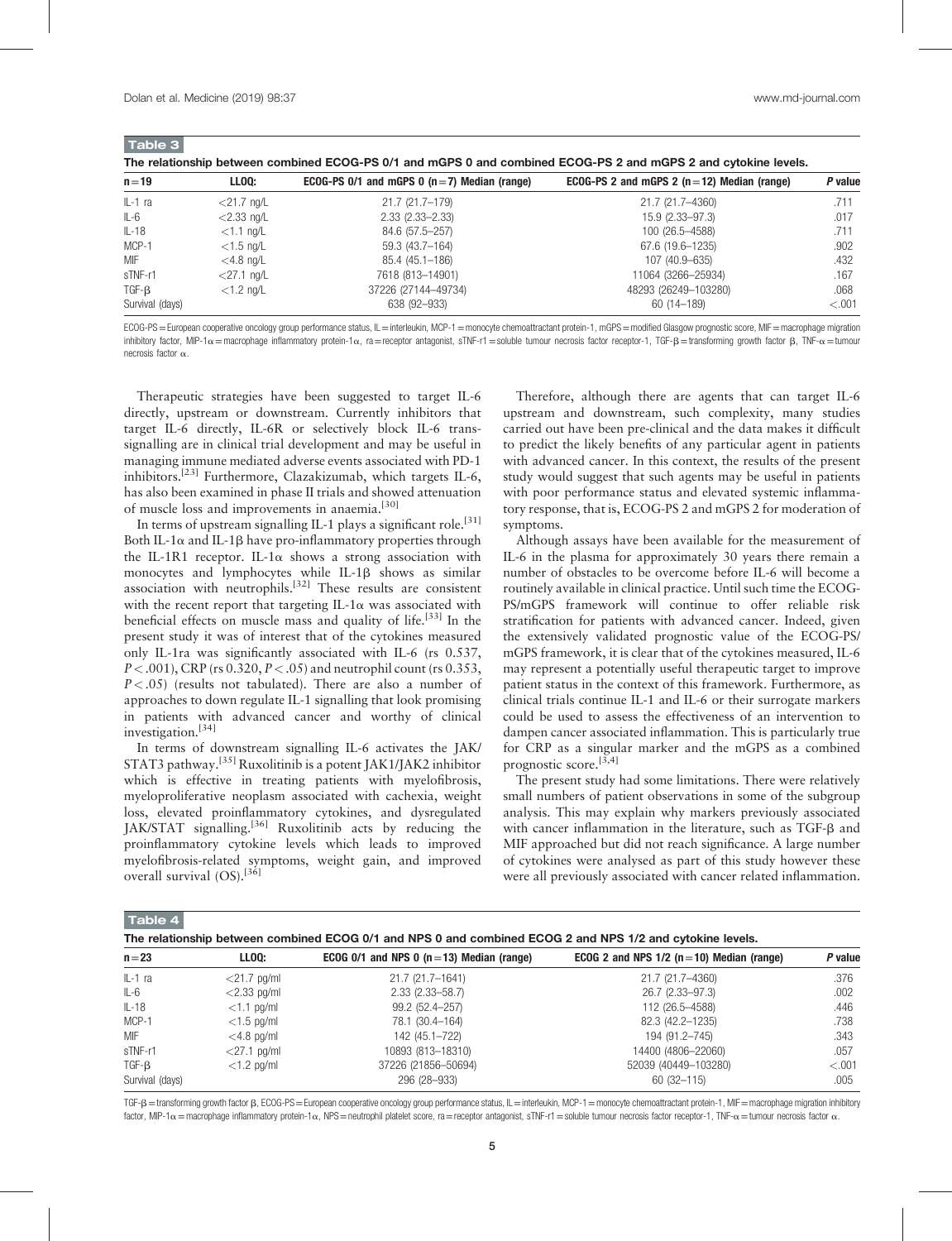**Table 3**

The relationship between combined ECOG-PS 0/1 and mGPS 0 and combined ECOG-PS 2 and mGPS 2 and cytokine levels.

| n = 19 | LLOQ: | ECOG-PS 0/1 and mGPS 0 (n = 7) Median (range) | ECOG-PS 2 and mGPS 2 (n = 12) Median (range) | P value |
|---|---|---|---|---|
| IL-1 ra | <21.7 ng/L | 21.7 (21.7–179) | 21.7 (21.7–4360) | .711 |
| IL-6 | <2.33 ng/L | 2.33 (2.33–2.33) | 15.9 (2.33–97.3) | .017 |
| IL-18 | <1.1 ng/L | 84.6 (57.5–257) | 100 (26.5–4588) | .711 |
| MCP-1 | <1.5 ng/L | 59.3 (43.7–164) | 67.6 (19.6–1235) | .902 |
| MIF | <4.8 ng/L | 85.4 (45.1–186) | 107 (40.9–635) | .432 |
| sTNF-r1 | <27.1 ng/L | 7618 (813–14901) | 11064 (3266–25934) | .167 |
| TGF-β | <1.2 ng/L | 37226 (27144–49734) | 48293 (26249–103280) | .068 |
| Survival (days) | | 638 (92–933) | 60 (14–189) | <.001 |

ECOG-PS = European cooperative oncology group performance status, IL = interleukin, MCP-1 = monocyte chemoattractant protein-1, mGPS = modified Glasgow prognostic score, MIF = macrophage migration inhibitory factor, MIP-1α = macrophage inflammatory protein-1α, ra = receptor antagonist, sTNF-r1 = soluble tumour necrosis factor receptor-1, TGF-β = transforming growth factor β, TNF-α = tumour necrosis factor α.

Therapeutic strategies have been suggested to target IL-6 directly, upstream or downstream. Currently inhibitors that target IL-6 directly, IL-6R or selectively block IL-6 trans-signalling are in clinical trial development and may be useful in managing immune mediated adverse events associated with PD-1 inhibitors.[23] Furthermore, Clazakizumab, which targets IL-6, has also been examined in phase II trials and showed attenuation of muscle loss and improvements in anaemia.[30]

In terms of upstream signalling IL-1 plays a significant role.[31] Both IL-1α and IL-1β have pro-inflammatory properties through the IL-1R1 receptor. IL-1α shows a strong association with monocytes and lymphocytes while IL-1β shows as similar association with neutrophils.[32] These results are consistent with the recent report that targeting IL-1α was associated with beneficial effects on muscle mass and quality of life.[33] In the present study it was of interest that of the cytokines measured only IL-1ra was significantly associated with IL-6 (rs 0.537, $P < .001$), CRP (rs 0.320, $P < .05$) and neutrophil count (rs 0.353, $P < .05$) (results not tabulated). There are also a number of approaches to down regulate IL-1 signalling that look promising in patients with advanced cancer and worthy of clinical investigation.[34]

In terms of downstream signalling IL-6 activates the JAK/STAT3 pathway.[35] Ruxolitinib is a potent JAK1/JAK2 inhibitor which is effective in treating patients with myelofibrosis, myeloproliferative neoplasm associated with cachexia, weight loss, elevated proinflammatory cytokines, and dysregulated JAK/STAT signalling.[36] Ruxolitinib acts by reducing the proinflammatory cytokine levels which leads to improved myelofibrosis-related symptoms, weight gain, and improved overall survival (OS).[36]

Therefore, although there are agents that can target IL-6 upstream and downstream, such complexity, many studies carried out have been pre-clinical and the data makes it difficult to predict the likely benefits of any particular agent in patients with advanced cancer. In this context, the results of the present study would suggest that such agents may be useful in patients with poor performance status and elevated systemic inflammatory response, that is, ECOG-PS 2 and mGPS 2 for moderation of symptoms.

Although assays have been available for the measurement of IL-6 in the plasma for approximately 30 years there remain a number of obstacles to be overcome before IL-6 will become a routinely available in clinical practice. Until such time the ECOG-PS/mGPS framework will continue to offer reliable risk stratification for patients with advanced cancer. Indeed, given the extensively validated prognostic value of the ECOG-PS/mGPS framework, it is clear that of the cytokines measured, IL-6 may represent a potentially useful therapeutic target to improve patient status in the context of this framework. Furthermore, as clinical trials continue IL-1 and IL-6 or their surrogate markers could be used to assess the effectiveness of an intervention to dampen cancer associated inflammation. This is particularly true for CRP as a singular marker and the mGPS as a combined prognostic score.[3,4]

The present study had some limitations. There were relatively small numbers of patient observations in some of the subgroup analysis. This may explain why markers previously associated with cancer inflammation in the literature, such as TGF-β and MIF approached but did not reach significance. A large number of cytokines were analysed as part of this study however these were all previously associated with cancer related inflammation.

**Table 4**

The relationship between combined ECOG 0/1 and NPS 0 and combined ECOG 2 and NPS 1/2 and cytokine levels.

| n = 23 | LLOQ: | ECOG 0/1 and NPS 0 (n = 13) Median (range) | ECOG 2 and NPS 1/2 (n = 10) Median (range) | P value |
|---|---|---|---|---|
| IL-1 ra | <21.7 pg/ml | 21.7 (21.7–1641) | 21.7 (21.7–4360) | .376 |
| IL-6 | <2.33 pg/ml | 2.33 (2.33–58.7) | 26.7 (2.33–97.3) | .002 |
| IL-18 | <1.1 pg/ml | 99.2 (52.4–257) | 112 (26.5–4588) | .446 |
| MCP-1 | <1.5 pg/ml | 78.1 (30.4–164) | 82.3 (42.2–1235) | .738 |
| MIF | <4.8 pg/ml | 142 (45.1–722) | 194 (91.2–745) | .343 |
| sTNF-r1 | <27.1 pg/ml | 10893 (813–18310) | 14400 (4806–22060) | .057 |
| TGF-β | <1.2 pg/ml | 37226 (21856–50694) | 52039 (40449–103280) | <.001 |
| Survival (days) | | 296 (28–933) | 60 (32–115) | .005 |

TGF-β = transforming growth factor β, ECOG-PS = European cooperative oncology group performance status, IL = interleukin, MCP-1 = monocyte chemoattractant protein-1, MIF = macrophage migration inhibitory factor, MIP-1α = macrophage inflammatory protein-1α, NPS = neutrophil platelet score, ra = receptor antagonist, sTNF-r1 = soluble tumour necrosis factor receptor-1, TNF-α = tumour necrosis factor α.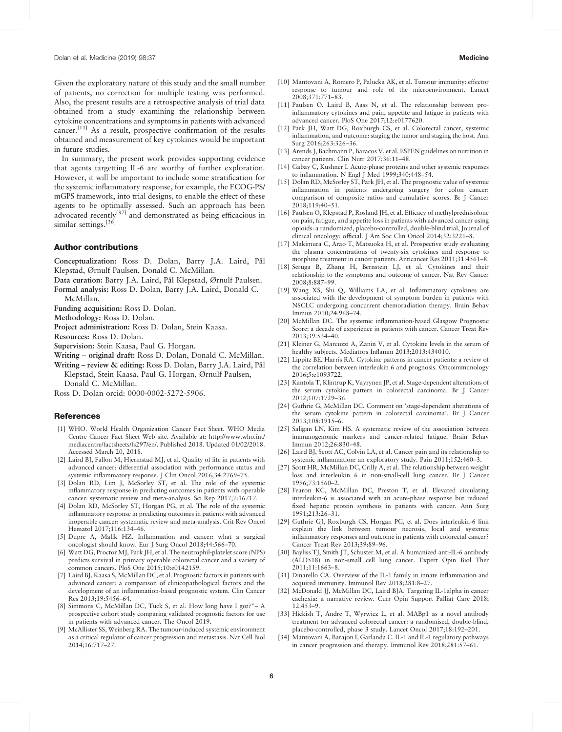Given the exploratory nature of this study and the small number of patients, no correction for multiple testing was performed. Also, the present results are a retrospective analysis of trial data obtained from a study examining the relationship between cytokine concentrations and symptoms in patients with advanced cancer.[11] As a result, prospective confirmation of the results obtained and measurement of key cytokines would be important in future studies.

In summary, the present work provides supporting evidence that agents targetting IL-6 are worthy of further exploration. However, it will be important to include some stratification for the systemic inflammatory response, for example, the ECOG-PS/mGPS framework, into trial designs, to enable the effect of these agents to be optimally assessed. Such an approach has been advocated recently[37] and demonstrated as being efficacious in similar settings.[36]

## Author contributions

**Conceptualization:** Ross D. Dolan, Barry J.A. Laird, Pål Klepstad, Ørnulf Paulsen, Donald C. McMillan.

**Data curation:** Barry J.A. Laird, Pål Klepstad, Ørnulf Paulsen.

**Formal analysis:** Ross D. Dolan, Barry J.A. Laird, Donald C. McMillan.

**Funding acquisition:** Ross D. Dolan.

**Methodology:** Ross D. Dolan.

**Project administration:** Ross D. Dolan, Stein Kaasa.

**Resources:** Ross D. Dolan.

**Supervision:** Stein Kaasa, Paul G. Horgan.

**Writing – original draft:** Ross D. Dolan, Donald C. McMillan.

**Writing – review & editing:** Ross D. Dolan, Barry J.A. Laird, Pål Klepstad, Stein Kaasa, Paul G. Horgan, Ørnulf Paulsen, Donald C. McMillan.

Ross D. Dolan orcid: 0000-0002-5272-5906.

## References

[1] WHO. World Health Organization Cancer Fact Sheet. WHO Media Centre Cancer Fact Sheet Web site. Available at: http://www.who.int/mediacentre/factsheets/fs297/en/. Published 2018. Updated 01/02/2018. Accessed March 20, 2018.

[2] Laird BJ, Fallon M, Hjermstad MJ, et al. Quality of life in patients with advanced cancer: differential association with performance status and systemic inflammatory response. J Clin Oncol 2016;34:2769–75.

[3] Dolan RD, Lim J, McSorley ST, et al. The role of the systemic inflammatory response in predicting outcomes in patients with operable cancer: systematic review and meta-analysis. Sci Rep 2017;7:16717.

[4] Dolan RD, McSorley ST, Horgan PG, et al. The role of the systemic inflammatory response in predicting outcomes in patients with advanced inoperable cancer: systematic review and meta-analysis. Crit Rev Oncol Hematol 2017;116:134–46.

[5] Dupre A, Malik HZ. Inflammation and cancer: what a surgical oncologist should know. Eur J Surg Oncol 2018;44:566–70.

[6] Watt DG, Proctor MJ, Park JH, et al. The neutrophil-platelet score (NPS) predicts survival in primary operable colorectal cancer and a variety of common cancers. PloS One 2015;10:e0142159.

[7] Laird BJ, Kaasa S, McMillan DC, et al. Prognostic factors in patients with advanced cancer: a comparison of clinicopathological factors and the development of an inflammation-based prognostic system. Clin Cancer Res 2013;19:5456–64.

[8] Simmons C, McMillan DC, Tuck S, et al. How long have I got?"– A prospective cohort study comparing validated prognostic factors for use in patients with advanced cancer. The Oncol 2019.

[9] McAllister SS, Weinberg RA. The tumour-induced systemic environment as a critical regulator of cancer progression and metastasis. Nat Cell Biol 2014;16:717–27.

[10] Mantovani A, Romero P, Palucka AK, et al. Tumour immunity: effector response to tumour and role of the microenvironment. Lancet 2008;371:771–83.

[11] Paulsen O, Laird B, Aass N, et al. The relationship between pro-inflammatory cytokines and pain, appetite and fatigue in patients with advanced cancer. PloS One 2017;12:e0177620.

[12] Park JH, Watt DG, Roxburgh CS, et al. Colorectal cancer, systemic inflammation, and outcome: staging the tumor and staging the host. Ann Surg 2016;263:326–36.

[13] Arends J, Bachmann P, Baracos V, et al. ESPEN guidelines on nutrition in cancer patients. Clin Nutr 2017;36:11–48.

[14] Gabay C, Kushner I. Acute-phase proteins and other systemic responses to inflammation. N Engl J Med 1999;340:448–54.

[15] Dolan RD, McSorley ST, Park JH, et al. The prognostic value of systemic inflammation in patients undergoing surgery for colon cancer: comparison of composite ratios and cumulative scores. Br J Cancer 2018;119:40–51.

[16] Paulsen O, Klepstad P, Rosland JH, et al. Efficacy of methylprednisolone on pain, fatigue, and appetite loss in patients with advanced cancer using opioids: a randomized, placebo-controlled, double-blind trial, Journal of clinical oncology: official. J Am Soc Clin Oncol 2014;32:3221–8.

[17] Makimura C, Arao T, Matsuoka H, et al. Prospective study evaluating the plasma concentrations of twenty-six cytokines and response to morphine treatment in cancer patients. Anticancer Res 2011;31:4561–8.

[18] Seruga B, Zhang H, Bernstein LJ, et al. Cytokines and their relationship to the symptoms and outcome of cancer. Nat Rev Cancer 2008;8:887–99.

[19] Wang XS, Shi Q, Williams LA, et al. Inflammatory cytokines are associated with the development of symptom burden in patients with NSCLC undergoing concurrent chemoradiation therapy. Brain Behav Immun 2010;24:968–74.

[20] McMillan DC. The systemic inflammation-based Glasgow Prognostic Score: a decade of experience in patients with cancer. Cancer Treat Rev 2013;39:534–40.

[21] Kleiner G, Marcuzzi A, Zanin V, et al. Cytokine levels in the serum of healthy subjects. Mediators Inflamm 2013;2013:434010.

[22] Lippitz BE, Harris RA. Cytokine patterns in cancer patients: a review of the correlation between interleukin 6 and prognosis. Oncoimmunology 2016;5:e1093722.

[23] Kantola T, Klintrup K, Vayrynen JP, et al. Stage-dependent alterations of the serum cytokine pattern in colorectal carcinoma. Br J Cancer 2012;107:1729–36.

[24] Guthrie G, McMillan DC. Comment on 'stage-dependent alterations of the serum cytokine pattern in colorectal carcinoma'. Br J Cancer 2013;108:1915–6.

[25] Saligan LN, Kim HS. A systematic review of the association between immunogenomic markers and cancer-related fatigue. Brain Behav Immun 2012;26:830–48.

[26] Laird BJ, Scott AC, Colvin LA, et al. Cancer pain and its relationship to systemic inflammation: an exploratory study. Pain 2011;152:460–3.

[27] Scott HR, McMillan DC, Crilly A, et al. The relationship between weight loss and interleukin 6 in non-small-cell lung cancer. Br J Cancer 1996;73:1560–2.

[28] Fearon KC, McMillan DC, Preston T, et al. Elevated circulating interleukin-6 is associated with an acute-phase response but reduced fixed hepatic protein synthesis in patients with cancer. Ann Surg 1991;213:26–31.

[29] Guthrie GJ, Roxburgh CS, Horgan PG, et al. Does interleukin-6 link explain the link between tumour necrosis, local and systemic inflammatory responses and outcome in patients with colorectal cancer? Cancer Treat Rev 2013;39:89–96.

[30] Bayliss TJ, Smith JT, Schuster M, et al. A humanized anti-IL-6 antibody (ALD518) in non-small cell lung cancer. Expert Opin Biol Ther 2011;11:1663–8.

[31] Dinarello CA. Overview of the IL-1 family in innate inflammation and acquired immunity. Immunol Rev 2018;281:8–27.

[32] McDonald JJ, McMillan DC, Laird BJA. Targeting IL-1alpha in cancer cachexia: a narrative review. Curr Opin Support Palliat Care 2018;12:453–9.

[33] Hickish T, Andre T, Wyrwicz L, et al. MABp1 as a novel antibody treatment for advanced colorectal cancer: a randomised, double-blind, placebo-controlled, phase 3 study. Lancet Oncol 2017;18:192–201.

[34] Mantovani A, Barajon I, Garlanda C. IL-1 and IL-1 regulatory pathways in cancer progression and therapy. Immunol Rev 2018;281:57–61.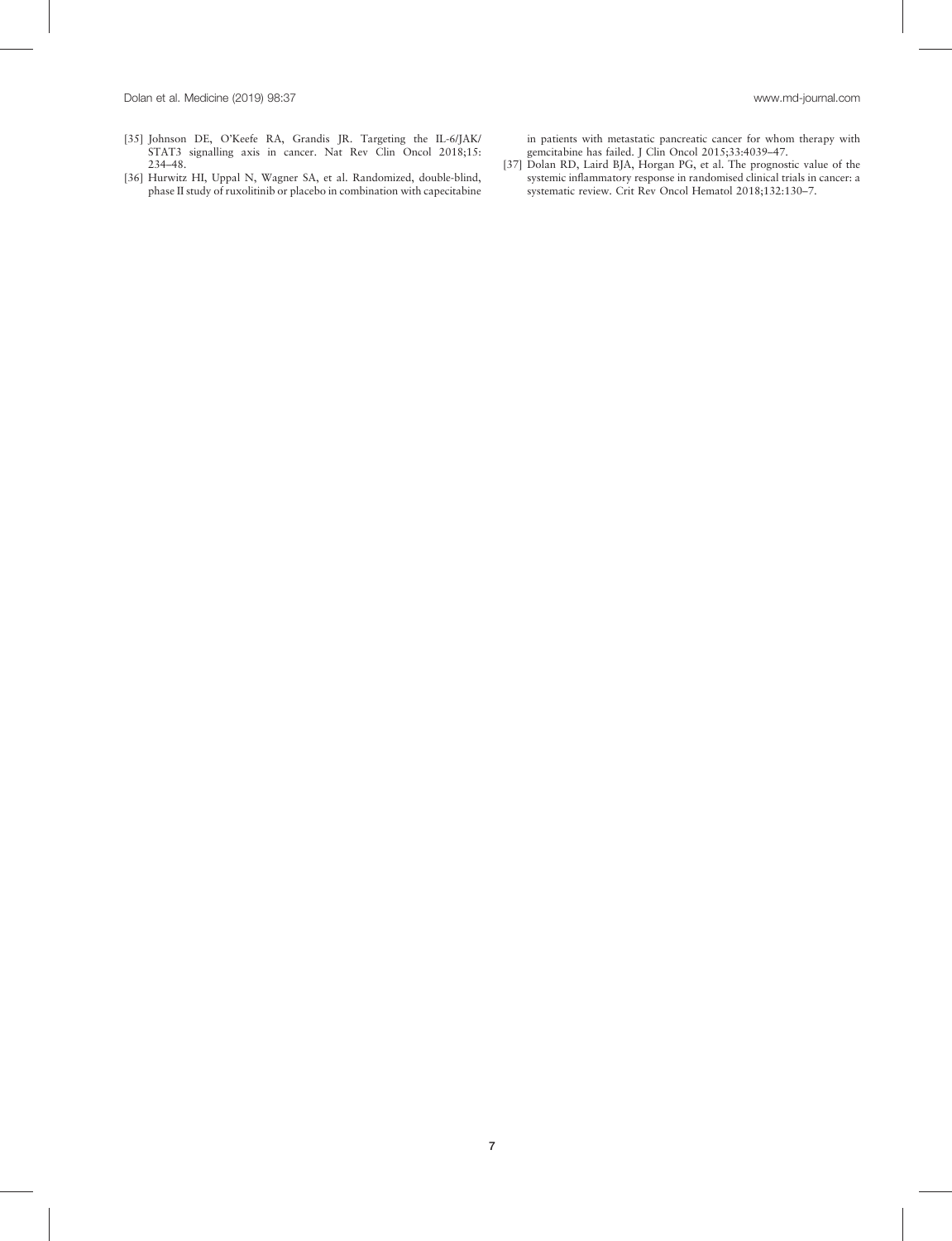[35] Johnson DE, O'Keefe RA, Grandis JR. Targeting the IL-6/JAK/STAT3 signalling axis in cancer. Nat Rev Clin Oncol 2018;15:234–48.

[36] Hurwitz HI, Uppal N, Wagner SA, et al. Randomized, double-blind, phase II study of ruxolitinib or placebo in combination with capecitabine in patients with metastatic pancreatic cancer for whom therapy with gemcitabine has failed. J Clin Oncol 2015;33:4039–47.

[37] Dolan RD, Laird BJA, Horgan PG, et al. The prognostic value of the systemic inflammatory response in randomised clinical trials in cancer: a systematic review. Crit Rev Oncol Hematol 2018;132:130–7.